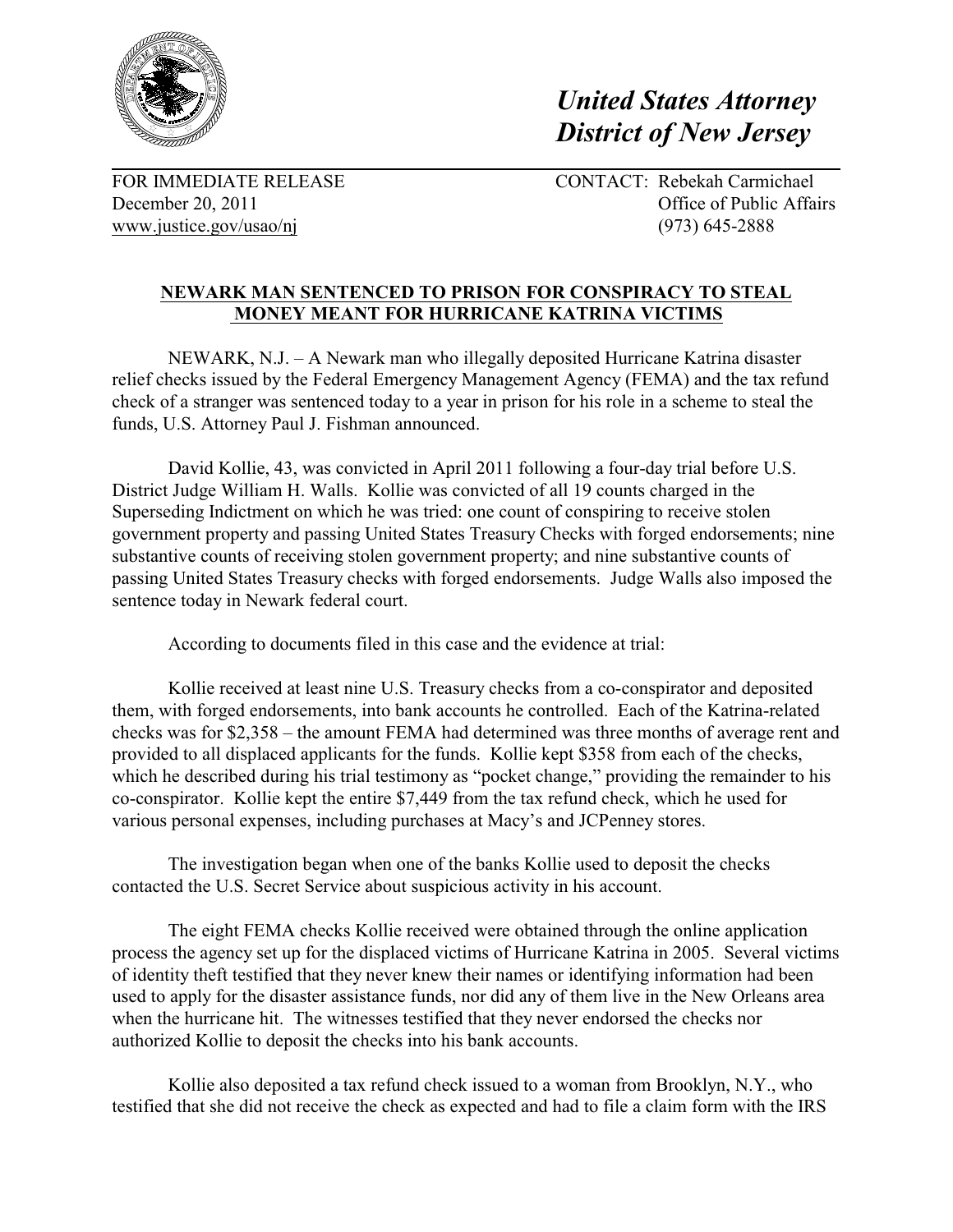*United States Attorney*
*District of New Jersey*

FOR IMMEDIATE RELEASE
December 20, 2011
www.justice.gov/usao/nj

CONTACT: Rebekah Carmichael
Office of Public Affairs
(973) 645-2888

## NEWARK MAN SENTENCED TO PRISON FOR CONSPIRACY TO STEAL MONEY MEANT FOR HURRICANE KATRINA VICTIMS

NEWARK, N.J. – A Newark man who illegally deposited Hurricane Katrina disaster relief checks issued by the Federal Emergency Management Agency (FEMA) and the tax refund check of a stranger was sentenced today to a year in prison for his role in a scheme to steal the funds, U.S. Attorney Paul J. Fishman announced.

David Kollie, 43, was convicted in April 2011 following a four-day trial before U.S. District Judge William H. Walls. Kollie was convicted of all 19 counts charged in the Superseding Indictment on which he was tried: one count of conspiring to receive stolen government property and passing United States Treasury Checks with forged endorsements; nine substantive counts of receiving stolen government property; and nine substantive counts of passing United States Treasury checks with forged endorsements. Judge Walls also imposed the sentence today in Newark federal court.

According to documents filed in this case and the evidence at trial:

Kollie received at least nine U.S. Treasury checks from a co-conspirator and deposited them, with forged endorsements, into bank accounts he controlled. Each of the Katrina-related checks was for $2,358 – the amount FEMA had determined was three months of average rent and provided to all displaced applicants for the funds. Kollie kept $358 from each of the checks, which he described during his trial testimony as "pocket change," providing the remainder to his co-conspirator. Kollie kept the entire $7,449 from the tax refund check, which he used for various personal expenses, including purchases at Macy's and JCPenney stores.

The investigation began when one of the banks Kollie used to deposit the checks contacted the U.S. Secret Service about suspicious activity in his account.

The eight FEMA checks Kollie received were obtained through the online application process the agency set up for the displaced victims of Hurricane Katrina in 2005. Several victims of identity theft testified that they never knew their names or identifying information had been used to apply for the disaster assistance funds, nor did any of them live in the New Orleans area when the hurricane hit. The witnesses testified that they never endorsed the checks nor authorized Kollie to deposit the checks into his bank accounts.

Kollie also deposited a tax refund check issued to a woman from Brooklyn, N.Y., who testified that she did not receive the check as expected and had to file a claim form with the IRS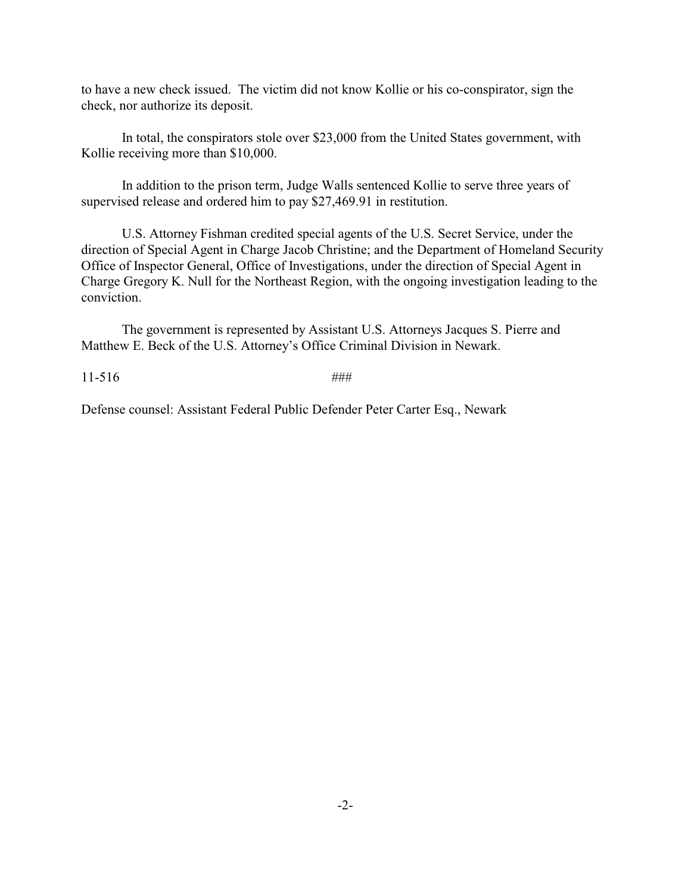to have a new check issued. The victim did not know Kollie or his co-conspirator, sign the check, nor authorize its deposit.

In total, the conspirators stole over $23,000 from the United States government, with Kollie receiving more than $10,000.

In addition to the prison term, Judge Walls sentenced Kollie to serve three years of supervised release and ordered him to pay $27,469.91 in restitution.

U.S. Attorney Fishman credited special agents of the U.S. Secret Service, under the direction of Special Agent in Charge Jacob Christine; and the Department of Homeland Security Office of Inspector General, Office of Investigations, under the direction of Special Agent in Charge Gregory K. Null for the Northeast Region, with the ongoing investigation leading to the conviction.

The government is represented by Assistant U.S. Attorneys Jacques S. Pierre and Matthew E. Beck of the U.S. Attorney's Office Criminal Division in Newark.

11-516 ###

Defense counsel: Assistant Federal Public Defender Peter Carter Esq., Newark